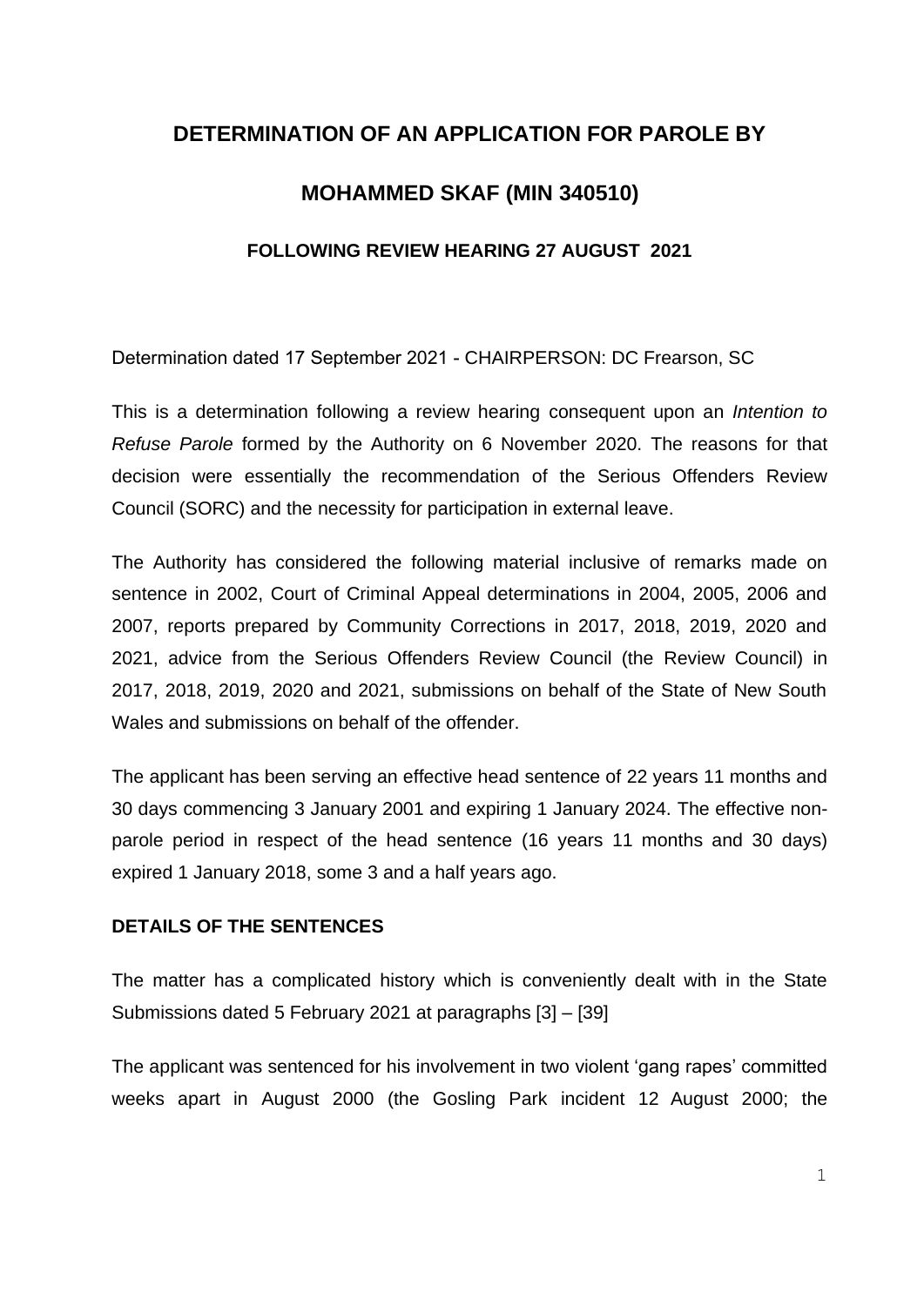# DETERMINATION OF AN APPLICATION FOR PAROLE BY

# MOHAMMED SKAF (MIN 340510)

### FOLLOWING REVIEW HEARING 27 AUGUST 2021

Determination dated 17 September 2021 - CHAIRPERSON: DC Frearson, SC

This is a determination following a review hearing consequent upon an *Intention to Refuse Parole* formed by the Authority on 6 November 2020. The reasons for that decision were essentially the recommendation of the Serious Offenders Review Council (SORC) and the necessity for participation in external leave.

The Authority has considered the following material inclusive of remarks made on sentence in 2002, Court of Criminal Appeal determinations in 2004, 2005, 2006 and 2007, reports prepared by Community Corrections in 2017, 2018, 2019, 2020 and 2021, advice from the Serious Offenders Review Council (the Review Council) in 2017, 2018, 2019, 2020 and 2021, submissions on behalf of the State of New South Wales and submissions on behalf of the offender.

The applicant has been serving an effective head sentence of 22 years 11 months and 30 days commencing 3 January 2001 and expiring 1 January 2024. The effective non-parole period in respect of the head sentence (16 years 11 months and 30 days) expired 1 January 2018, some 3 and a half years ago.

**DETAILS OF THE SENTENCES**

The matter has a complicated history which is conveniently dealt with in the State Submissions dated 5 February 2021 at paragraphs [3] – [39]

The applicant was sentenced for his involvement in two violent 'gang rapes' committed weeks apart in August 2000 (the Gosling Park incident 12 August 2000; the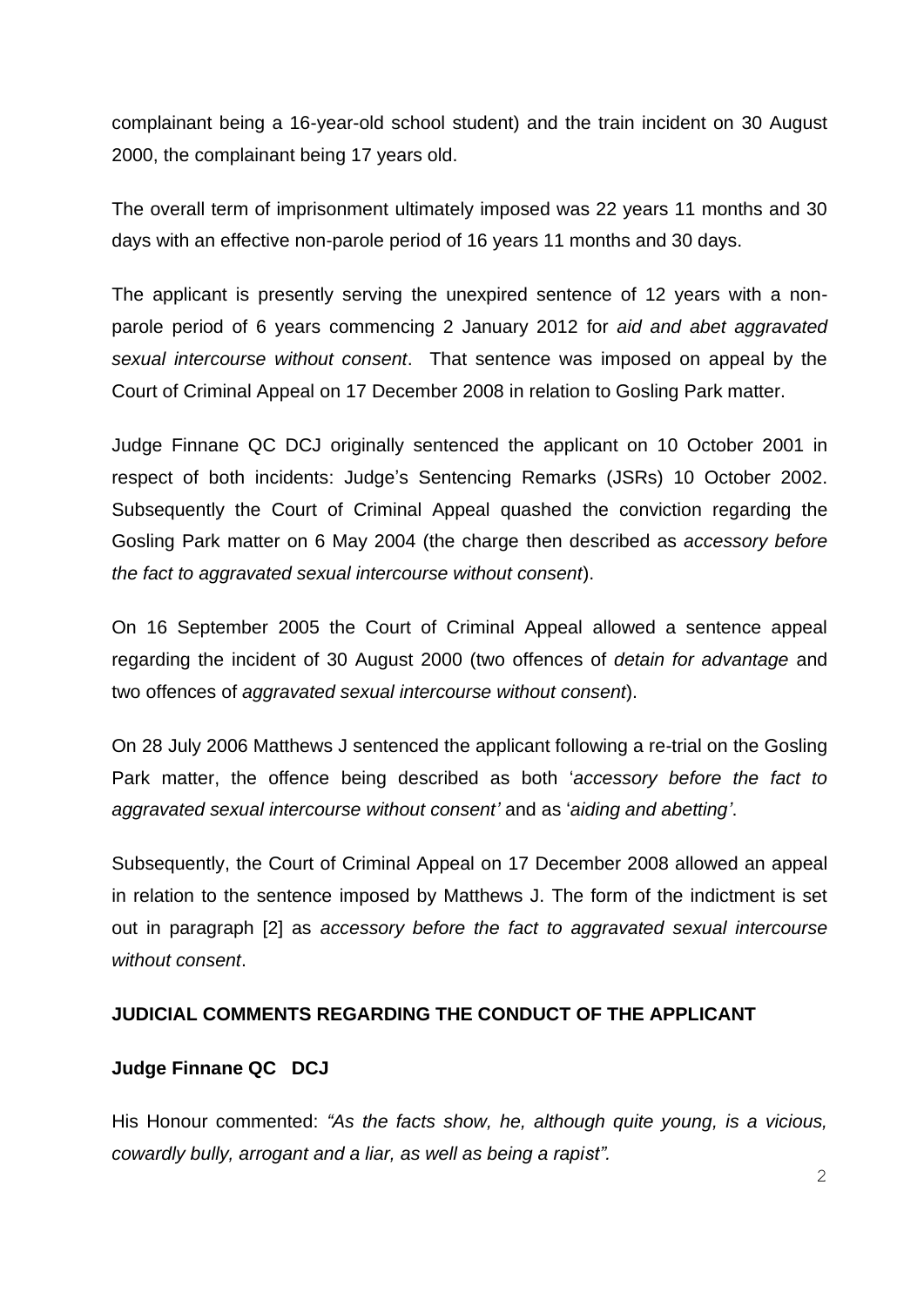complainant being a 16-year-old school student) and the train incident on 30 August 2000, the complainant being 17 years old.

The overall term of imprisonment ultimately imposed was 22 years 11 months and 30 days with an effective non-parole period of 16 years 11 months and 30 days.

The applicant is presently serving the unexpired sentence of 12 years with a non-parole period of 6 years commencing 2 January 2012 for *aid and abet aggravated sexual intercourse without consent*. That sentence was imposed on appeal by the Court of Criminal Appeal on 17 December 2008 in relation to Gosling Park matter.

Judge Finnane QC DCJ originally sentenced the applicant on 10 October 2001 in respect of both incidents: Judge's Sentencing Remarks (JSRs) 10 October 2002. Subsequently the Court of Criminal Appeal quashed the conviction regarding the Gosling Park matter on 6 May 2004 (the charge then described as *accessory before the fact to aggravated sexual intercourse without consent*).

On 16 September 2005 the Court of Criminal Appeal allowed a sentence appeal regarding the incident of 30 August 2000 (two offences of *detain for advantage* and two offences of *aggravated sexual intercourse without consent*).

On 28 July 2006 Matthews J sentenced the applicant following a re-trial on the Gosling Park matter, the offence being described as both '*accessory before the fact to aggravated sexual intercourse without consent'* and as '*aiding and abetting'*.

Subsequently, the Court of Criminal Appeal on 17 December 2008 allowed an appeal in relation to the sentence imposed by Matthews J. The form of the indictment is set out in paragraph [2] as *accessory before the fact to aggravated sexual intercourse without consent*.

## JUDICIAL COMMENTS REGARDING THE CONDUCT OF THE APPLICANT

### Judge Finnane QC DCJ

His Honour commented: *"As the facts show, he, although quite young, is a vicious, cowardly bully, arrogant and a liar, as well as being a rapist".*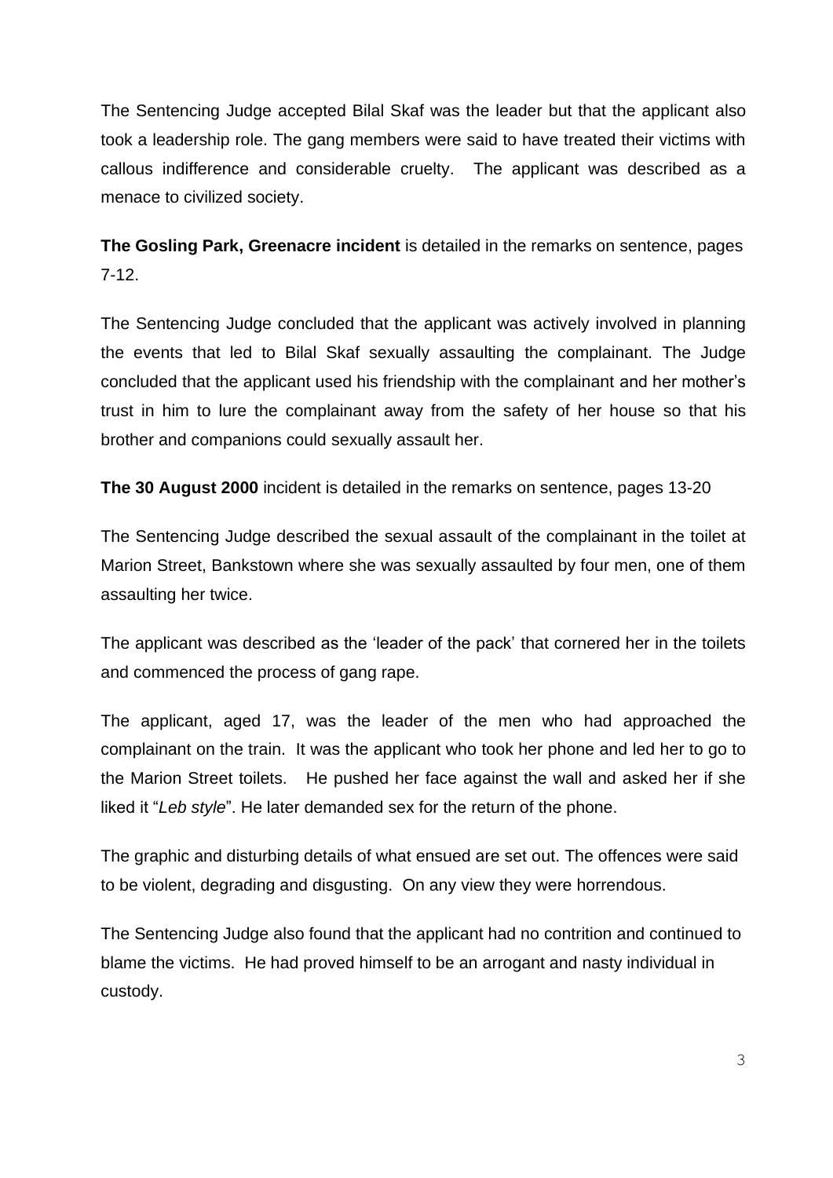The Sentencing Judge accepted Bilal Skaf was the leader but that the applicant also took a leadership role. The gang members were said to have treated their victims with callous indifference and considerable cruelty. The applicant was described as a menace to civilized society.

**The Gosling Park, Greenacre incident** is detailed in the remarks on sentence, pages 7-12.

The Sentencing Judge concluded that the applicant was actively involved in planning the events that led to Bilal Skaf sexually assaulting the complainant. The Judge concluded that the applicant used his friendship with the complainant and her mother's trust in him to lure the complainant away from the safety of her house so that his brother and companions could sexually assault her.

**The 30 August 2000** incident is detailed in the remarks on sentence, pages 13-20

The Sentencing Judge described the sexual assault of the complainant in the toilet at Marion Street, Bankstown where she was sexually assaulted by four men, one of them assaulting her twice.

The applicant was described as the 'leader of the pack' that cornered her in the toilets and commenced the process of gang rape.

The applicant, aged 17, was the leader of the men who had approached the complainant on the train. It was the applicant who took her phone and led her to go to the Marion Street toilets. He pushed her face against the wall and asked her if she liked it "*Leb style*". He later demanded sex for the return of the phone.

The graphic and disturbing details of what ensued are set out. The offences were said to be violent, degrading and disgusting. On any view they were horrendous.

The Sentencing Judge also found that the applicant had no contrition and continued to blame the victims. He had proved himself to be an arrogant and nasty individual in custody.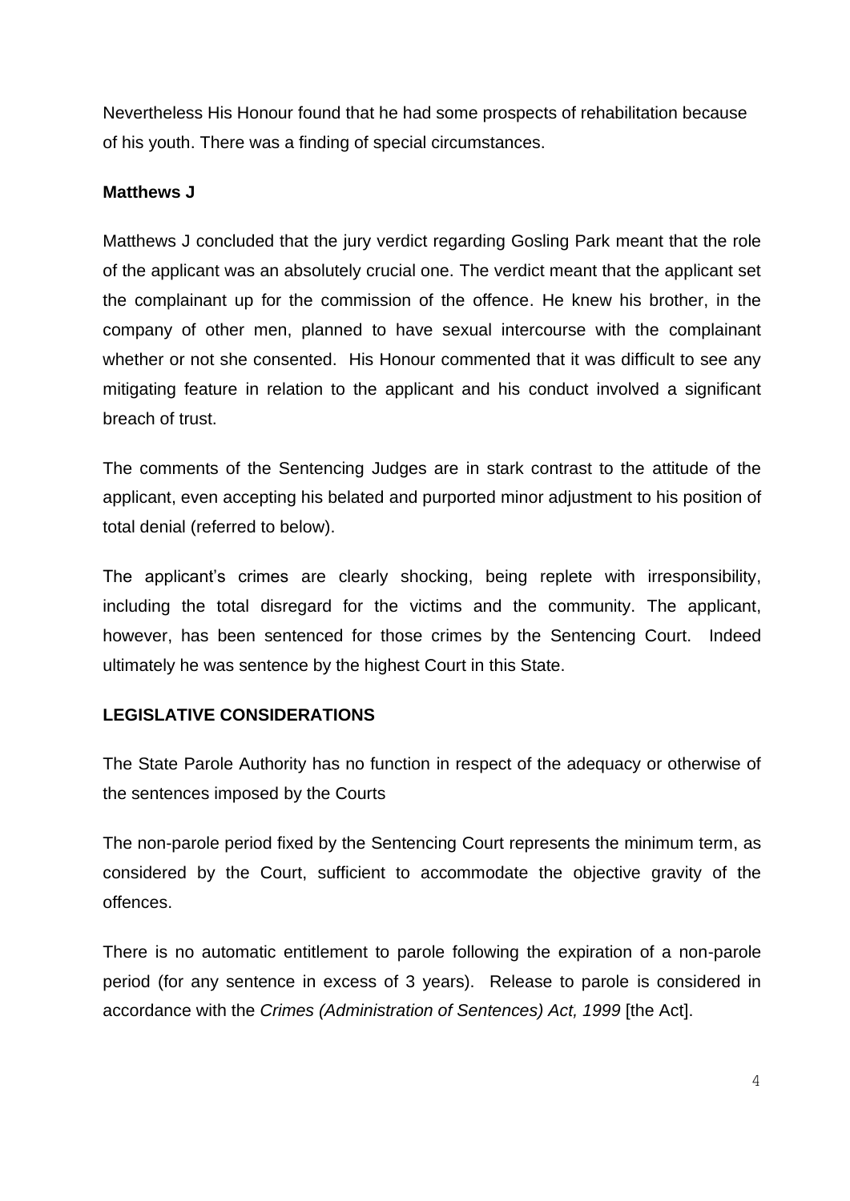Nevertheless His Honour found that he had some prospects of rehabilitation because of his youth. There was a finding of special circumstances.

**Matthews J**

Matthews J concluded that the jury verdict regarding Gosling Park meant that the role of the applicant was an absolutely crucial one. The verdict meant that the applicant set the complainant up for the commission of the offence. He knew his brother, in the company of other men, planned to have sexual intercourse with the complainant whether or not she consented. His Honour commented that it was difficult to see any mitigating feature in relation to the applicant and his conduct involved a significant breach of trust.

The comments of the Sentencing Judges are in stark contrast to the attitude of the applicant, even accepting his belated and purported minor adjustment to his position of total denial (referred to below).

The applicant's crimes are clearly shocking, being replete with irresponsibility, including the total disregard for the victims and the community. The applicant, however, has been sentenced for those crimes by the Sentencing Court. Indeed ultimately he was sentence by the highest Court in this State.

**LEGISLATIVE CONSIDERATIONS**

The State Parole Authority has no function in respect of the adequacy or otherwise of the sentences imposed by the Courts

The non-parole period fixed by the Sentencing Court represents the minimum term, as considered by the Court, sufficient to accommodate the objective gravity of the offences.

There is no automatic entitlement to parole following the expiration of a non-parole period (for any sentence in excess of 3 years). Release to parole is considered in accordance with the *Crimes (Administration of Sentences) Act, 1999* [the Act].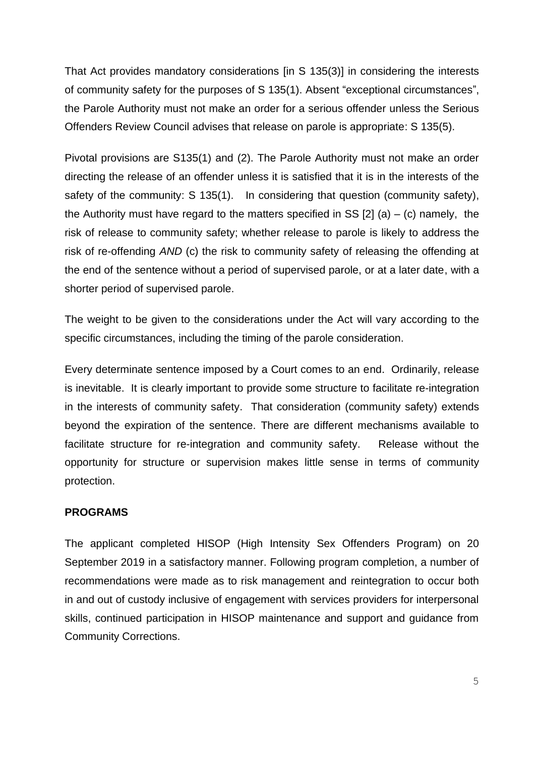That Act provides mandatory considerations [in S 135(3)] in considering the interests of community safety for the purposes of S 135(1). Absent "exceptional circumstances", the Parole Authority must not make an order for a serious offender unless the Serious Offenders Review Council advises that release on parole is appropriate: S 135(5).

Pivotal provisions are S135(1) and (2). The Parole Authority must not make an order directing the release of an offender unless it is satisfied that it is in the interests of the safety of the community: S 135(1). In considering that question (community safety), the Authority must have regard to the matters specified in SS [2] (a) – (c) namely, the risk of release to community safety; whether release to parole is likely to address the risk of re-offending *AND* (c) the risk to community safety of releasing the offending at the end of the sentence without a period of supervised parole, or at a later date, with a shorter period of supervised parole.

The weight to be given to the considerations under the Act will vary according to the specific circumstances, including the timing of the parole consideration.

Every determinate sentence imposed by a Court comes to an end. Ordinarily, release is inevitable. It is clearly important to provide some structure to facilitate re-integration in the interests of community safety. That consideration (community safety) extends beyond the expiration of the sentence. There are different mechanisms available to facilitate structure for re-integration and community safety. Release without the opportunity for structure or supervision makes little sense in terms of community protection.

**PROGRAMS**

The applicant completed HISOP (High Intensity Sex Offenders Program) on 20 September 2019 in a satisfactory manner. Following program completion, a number of recommendations were made as to risk management and reintegration to occur both in and out of custody inclusive of engagement with services providers for interpersonal skills, continued participation in HISOP maintenance and support and guidance from Community Corrections.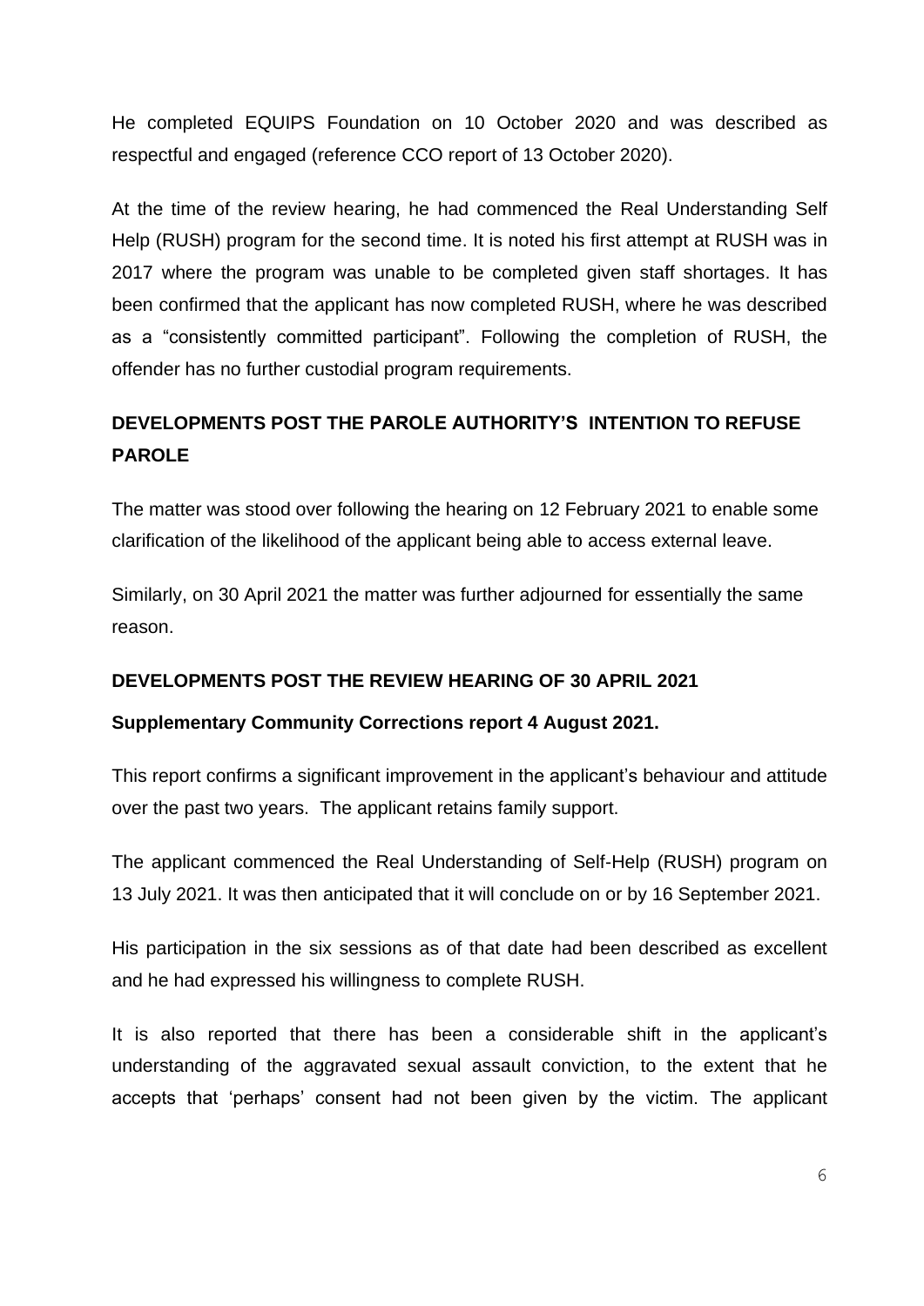He completed EQUIPS Foundation on 10 October 2020 and was described as respectful and engaged (reference CCO report of 13 October 2020).

At the time of the review hearing, he had commenced the Real Understanding Self Help (RUSH) program for the second time. It is noted his first attempt at RUSH was in 2017 where the program was unable to be completed given staff shortages. It has been confirmed that the applicant has now completed RUSH, where he was described as a "consistently committed participant". Following the completion of RUSH, the offender has no further custodial program requirements.

## DEVELOPMENTS POST THE PAROLE AUTHORITY'S INTENTION TO REFUSE PAROLE

The matter was stood over following the hearing on 12 February 2021 to enable some clarification of the likelihood of the applicant being able to access external leave.

Similarly, on 30 April 2021 the matter was further adjourned for essentially the same reason.

## DEVELOPMENTS POST THE REVIEW HEARING OF 30 APRIL 2021

### Supplementary Community Corrections report 4 August 2021.

This report confirms a significant improvement in the applicant's behaviour and attitude over the past two years. The applicant retains family support.

The applicant commenced the Real Understanding of Self-Help (RUSH) program on 13 July 2021. It was then anticipated that it will conclude on or by 16 September 2021.

His participation in the six sessions as of that date had been described as excellent and he had expressed his willingness to complete RUSH.

It is also reported that there has been a considerable shift in the applicant's understanding of the aggravated sexual assault conviction, to the extent that he accepts that 'perhaps' consent had not been given by the victim. The applicant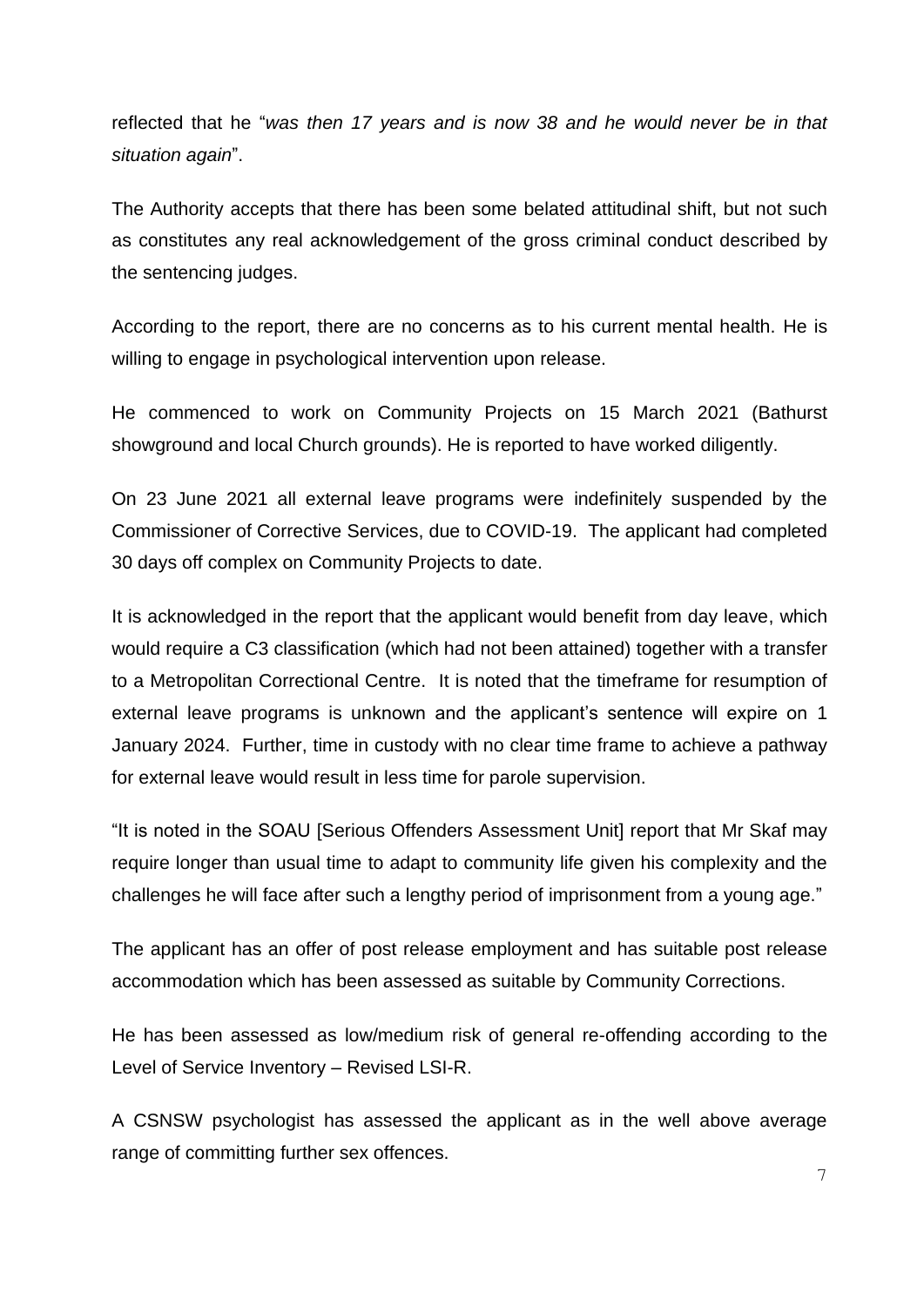reflected that he "*was then 17 years and is now 38 and he would never be in that situation again*".

The Authority accepts that there has been some belated attitudinal shift, but not such as constitutes any real acknowledgement of the gross criminal conduct described by the sentencing judges.

According to the report, there are no concerns as to his current mental health. He is willing to engage in psychological intervention upon release.

He commenced to work on Community Projects on 15 March 2021 (Bathurst showground and local Church grounds). He is reported to have worked diligently.

On 23 June 2021 all external leave programs were indefinitely suspended by the Commissioner of Corrective Services, due to COVID-19. The applicant had completed 30 days off complex on Community Projects to date.

It is acknowledged in the report that the applicant would benefit from day leave, which would require a C3 classification (which had not been attained) together with a transfer to a Metropolitan Correctional Centre. It is noted that the timeframe for resumption of external leave programs is unknown and the applicant's sentence will expire on 1 January 2024. Further, time in custody with no clear time frame to achieve a pathway for external leave would result in less time for parole supervision.

"It is noted in the SOAU [Serious Offenders Assessment Unit] report that Mr Skaf may require longer than usual time to adapt to community life given his complexity and the challenges he will face after such a lengthy period of imprisonment from a young age."

The applicant has an offer of post release employment and has suitable post release accommodation which has been assessed as suitable by Community Corrections.

He has been assessed as low/medium risk of general re-offending according to the Level of Service Inventory – Revised LSI-R.

A CSNSW psychologist has assessed the applicant as in the well above average range of committing further sex offences.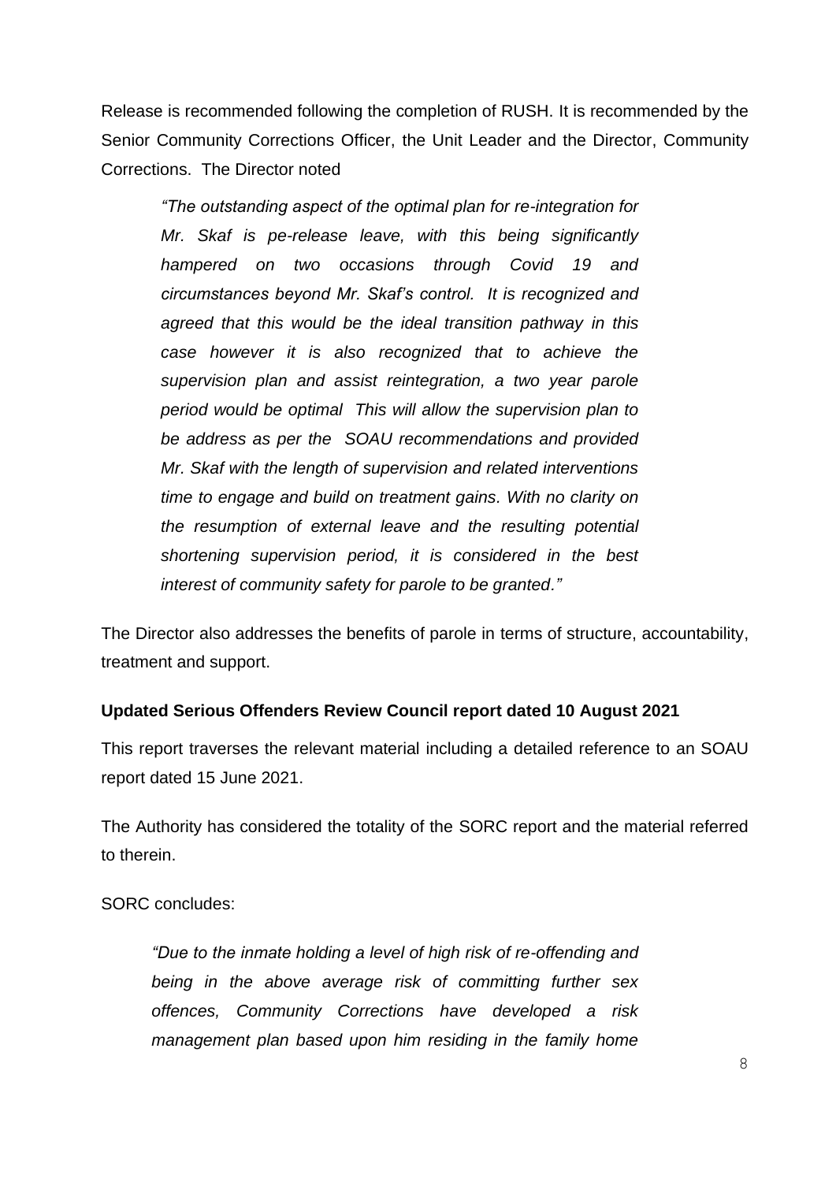Release is recommended following the completion of RUSH. It is recommended by the Senior Community Corrections Officer, the Unit Leader and the Director, Community Corrections. The Director noted

> *"The outstanding aspect of the optimal plan for re-integration for Mr. Skaf is pe-release leave, with this being significantly hampered on two occasions through Covid 19 and circumstances beyond Mr. Skaf's control. It is recognized and agreed that this would be the ideal transition pathway in this case however it is also recognized that to achieve the supervision plan and assist reintegration, a two year parole period would be optimal This will allow the supervision plan to be address as per the SOAU recommendations and provided Mr. Skaf with the length of supervision and related interventions time to engage and build on treatment gains. With no clarity on the resumption of external leave and the resulting potential shortening supervision period, it is considered in the best interest of community safety for parole to be granted."*

The Director also addresses the benefits of parole in terms of structure, accountability, treatment and support.

**Updated Serious Offenders Review Council report dated 10 August 2021**

This report traverses the relevant material including a detailed reference to an SOAU report dated 15 June 2021.

The Authority has considered the totality of the SORC report and the material referred to therein.

SORC concludes:

> *"Due to the inmate holding a level of high risk of re-offending and being in the above average risk of committing further sex offences, Community Corrections have developed a risk management plan based upon him residing in the family home*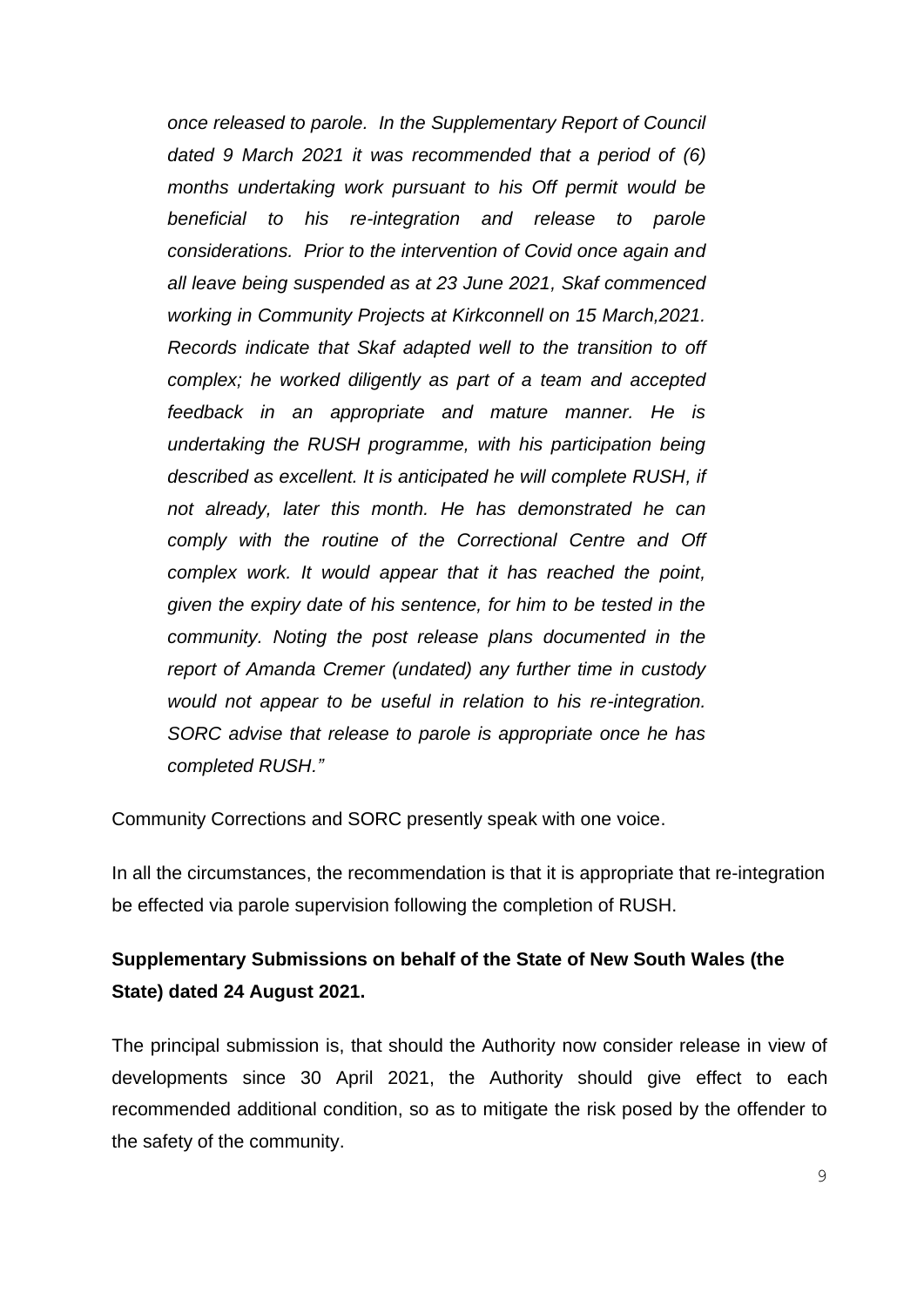*once released to parole. In the Supplementary Report of Council dated 9 March 2021 it was recommended that a period of (6) months undertaking work pursuant to his Off permit would be beneficial to his re-integration and release to parole considerations. Prior to the intervention of Covid once again and all leave being suspended as at 23 June 2021, Skaf commenced working in Community Projects at Kirkconnell on 15 March,2021. Records indicate that Skaf adapted well to the transition to off complex; he worked diligently as part of a team and accepted feedback in an appropriate and mature manner. He is undertaking the RUSH programme, with his participation being described as excellent. It is anticipated he will complete RUSH, if not already, later this month. He has demonstrated he can comply with the routine of the Correctional Centre and Off complex work. It would appear that it has reached the point, given the expiry date of his sentence, for him to be tested in the community. Noting the post release plans documented in the report of Amanda Cremer (undated) any further time in custody would not appear to be useful in relation to his re-integration. SORC advise that release to parole is appropriate once he has completed RUSH."*

Community Corrections and SORC presently speak with one voice.

In all the circumstances, the recommendation is that it is appropriate that re-integration be effected via parole supervision following the completion of RUSH.

**Supplementary Submissions on behalf of the State of New South Wales (the State) dated 24 August 2021.**

The principal submission is, that should the Authority now consider release in view of developments since 30 April 2021, the Authority should give effect to each recommended additional condition, so as to mitigate the risk posed by the offender to the safety of the community.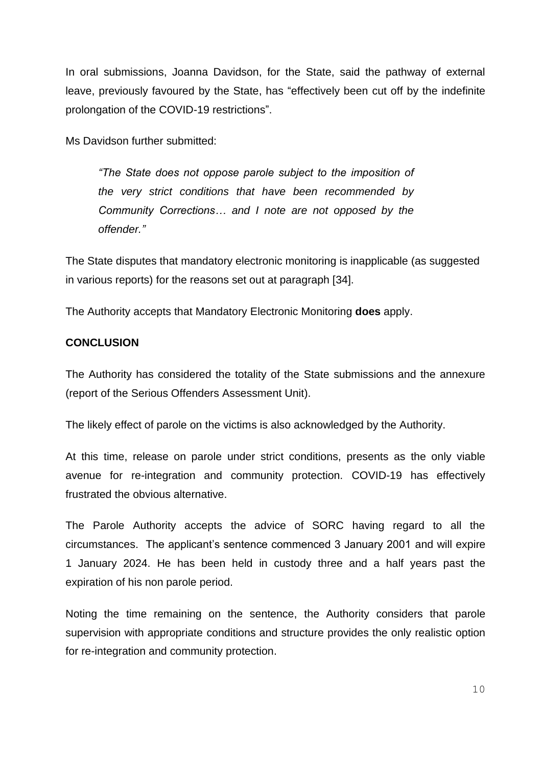In oral submissions, Joanna Davidson, for the State, said the pathway of external leave, previously favoured by the State, has "effectively been cut off by the indefinite prolongation of the COVID-19 restrictions".

Ms Davidson further submitted:

> *"The State does not oppose parole subject to the imposition of the very strict conditions that have been recommended by Community Corrections… and I note are not opposed by the offender."*

The State disputes that mandatory electronic monitoring is inapplicable (as suggested in various reports) for the reasons set out at paragraph [34].

The Authority accepts that Mandatory Electronic Monitoring **does** apply.

**CONCLUSION**

The Authority has considered the totality of the State submissions and the annexure (report of the Serious Offenders Assessment Unit).

The likely effect of parole on the victims is also acknowledged by the Authority.

At this time, release on parole under strict conditions, presents as the only viable avenue for re-integration and community protection. COVID-19 has effectively frustrated the obvious alternative.

The Parole Authority accepts the advice of SORC having regard to all the circumstances. The applicant's sentence commenced 3 January 2001 and will expire 1 January 2024. He has been held in custody three and a half years past the expiration of his non parole period.

Noting the time remaining on the sentence, the Authority considers that parole supervision with appropriate conditions and structure provides the only realistic option for re-integration and community protection.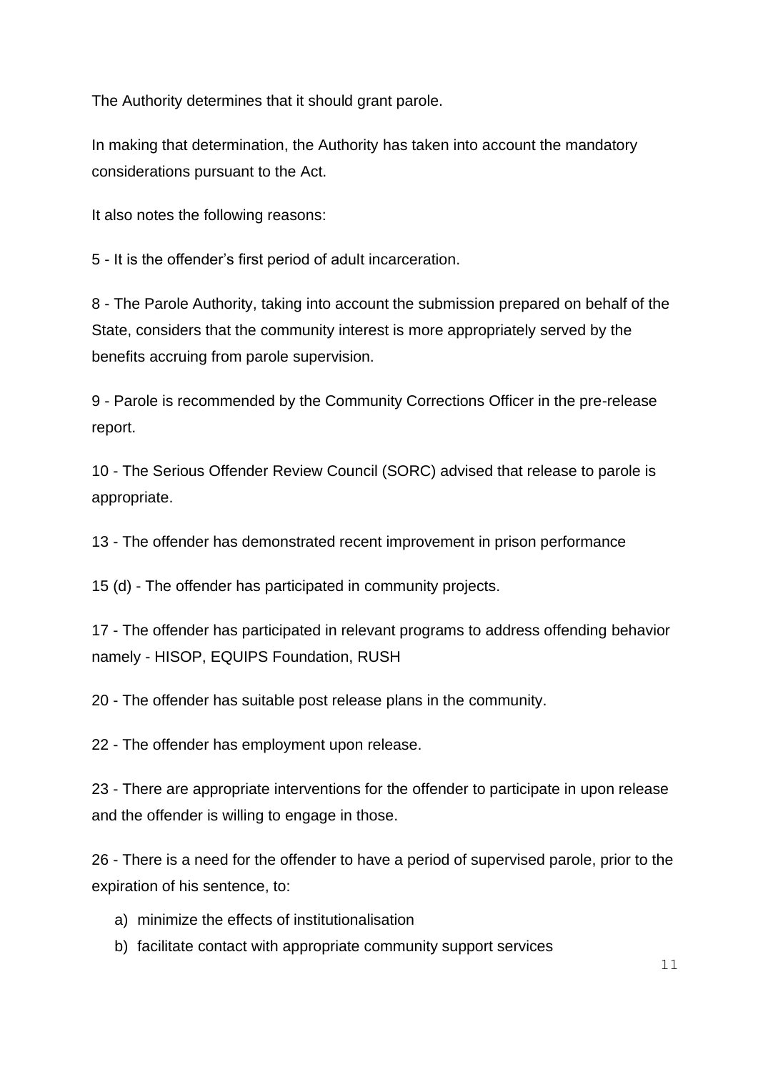The Authority determines that it should grant parole.

In making that determination, the Authority has taken into account the mandatory considerations pursuant to the Act.

It also notes the following reasons:

5 - It is the offender's first period of adult incarceration.

8 - The Parole Authority, taking into account the submission prepared on behalf of the State, considers that the community interest is more appropriately served by the benefits accruing from parole supervision.

9 - Parole is recommended by the Community Corrections Officer in the pre-release report.

10 - The Serious Offender Review Council (SORC) advised that release to parole is appropriate.

13 - The offender has demonstrated recent improvement in prison performance

15 (d) - The offender has participated in community projects.

17 - The offender has participated in relevant programs to address offending behavior namely - HISOP, EQUIPS Foundation, RUSH

20 - The offender has suitable post release plans in the community.

22 - The offender has employment upon release.

23 - There are appropriate interventions for the offender to participate in upon release and the offender is willing to engage in those.

26 - There is a need for the offender to have a period of supervised parole, prior to the expiration of his sentence, to:

a) minimize the effects of institutionalisation
b) facilitate contact with appropriate community support services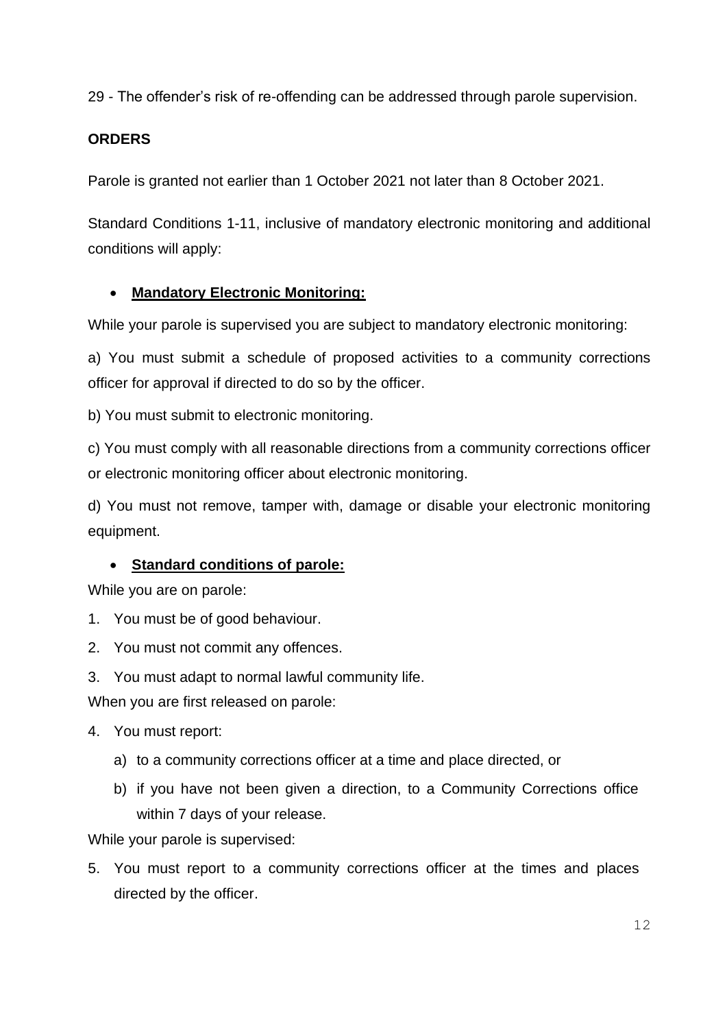29 - The offender's risk of re-offending can be addressed through parole supervision.

**ORDERS**

Parole is granted not earlier than 1 October 2021 not later than 8 October 2021.

Standard Conditions 1-11, inclusive of mandatory electronic monitoring and additional conditions will apply:

- **Mandatory Electronic Monitoring:**

While your parole is supervised you are subject to mandatory electronic monitoring:

a) You must submit a schedule of proposed activities to a community corrections officer for approval if directed to do so by the officer.

b) You must submit to electronic monitoring.

c) You must comply with all reasonable directions from a community corrections officer or electronic monitoring officer about electronic monitoring.

d) You must not remove, tamper with, damage or disable your electronic monitoring equipment.

- **Standard conditions of parole:**

While you are on parole:

1. You must be of good behaviour.
2. You must not commit any offences.
3. You must adapt to normal lawful community life.

When you are first released on parole:

4. You must report:
   a) to a community corrections officer at a time and place directed, or
   b) if you have not been given a direction, to a Community Corrections office within 7 days of your release.

While your parole is supervised:

5. You must report to a community corrections officer at the times and places directed by the officer.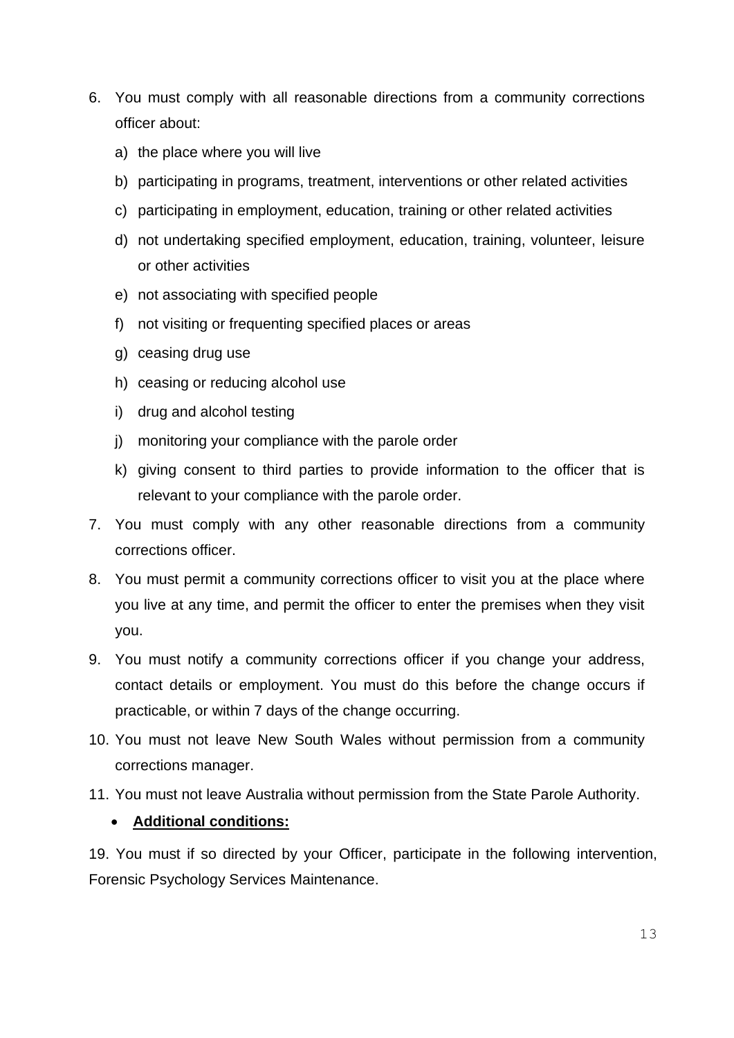6. You must comply with all reasonable directions from a community corrections officer about:
    a) the place where you will live
    b) participating in programs, treatment, interventions or other related activities
    c) participating in employment, education, training or other related activities
    d) not undertaking specified employment, education, training, volunteer, leisure or other activities
    e) not associating with specified people
    f) not visiting or frequenting specified places or areas
    g) ceasing drug use
    h) ceasing or reducing alcohol use
    i) drug and alcohol testing
    j) monitoring your compliance with the parole order
    k) giving consent to third parties to provide information to the officer that is relevant to your compliance with the parole order.
7. You must comply with any other reasonable directions from a community corrections officer.
8. You must permit a community corrections officer to visit you at the place where you live at any time, and permit the officer to enter the premises when they visit you.
9. You must notify a community corrections officer if you change your address, contact details or employment. You must do this before the change occurs if practicable, or within 7 days of the change occurring.
10. You must not leave New South Wales without permission from a community corrections manager.
11. You must not leave Australia without permission from the State Parole Authority.

- **Additional conditions:**

19. You must if so directed by your Officer, participate in the following intervention, Forensic Psychology Services Maintenance.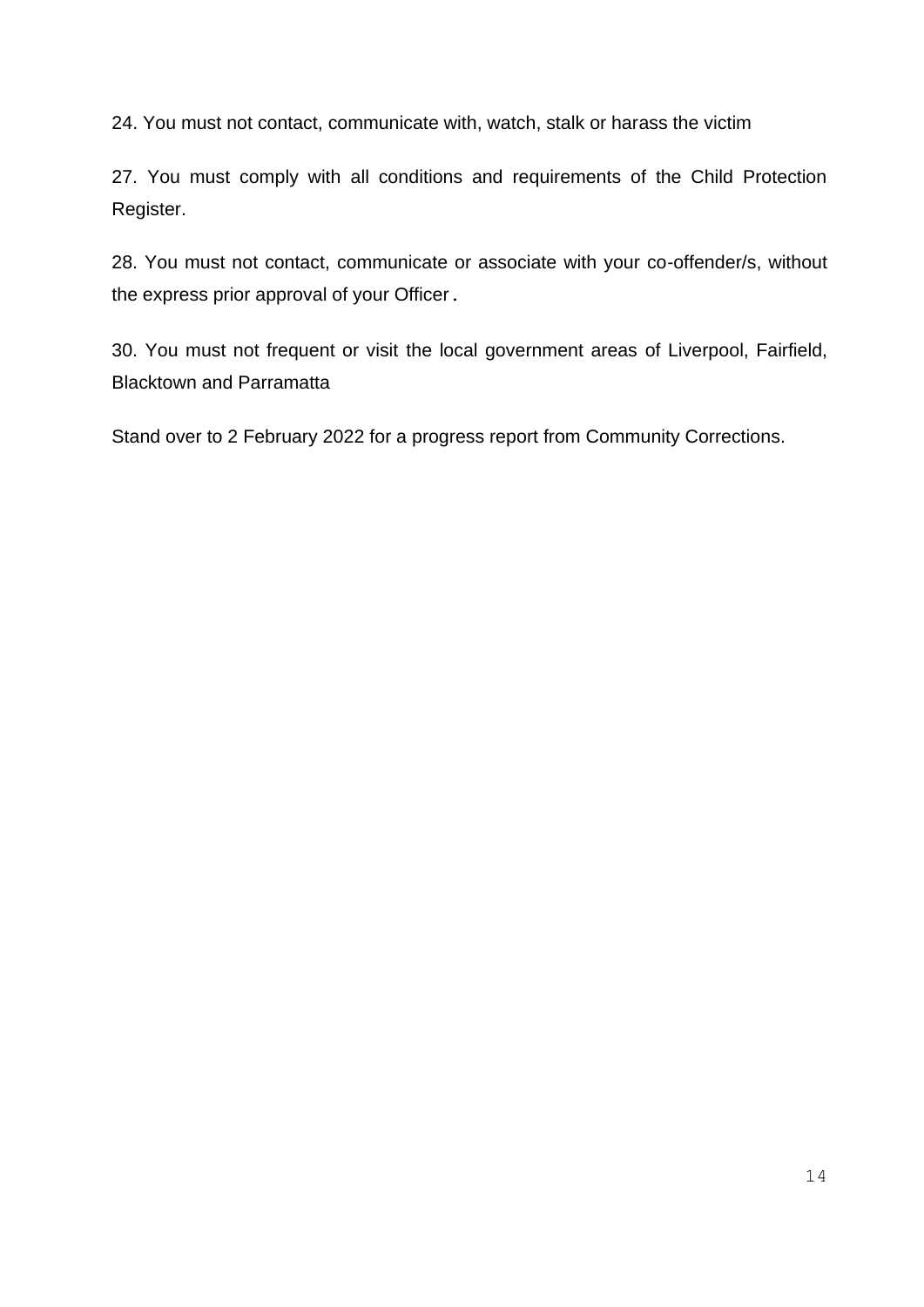24. You must not contact, communicate with, watch, stalk or harass the victim

27. You must comply with all conditions and requirements of the Child Protection Register.

28. You must not contact, communicate or associate with your co-offender/s, without the express prior approval of your Officer.

30. You must not frequent or visit the local government areas of Liverpool, Fairfield, Blacktown and Parramatta

Stand over to 2 February 2022 for a progress report from Community Corrections.